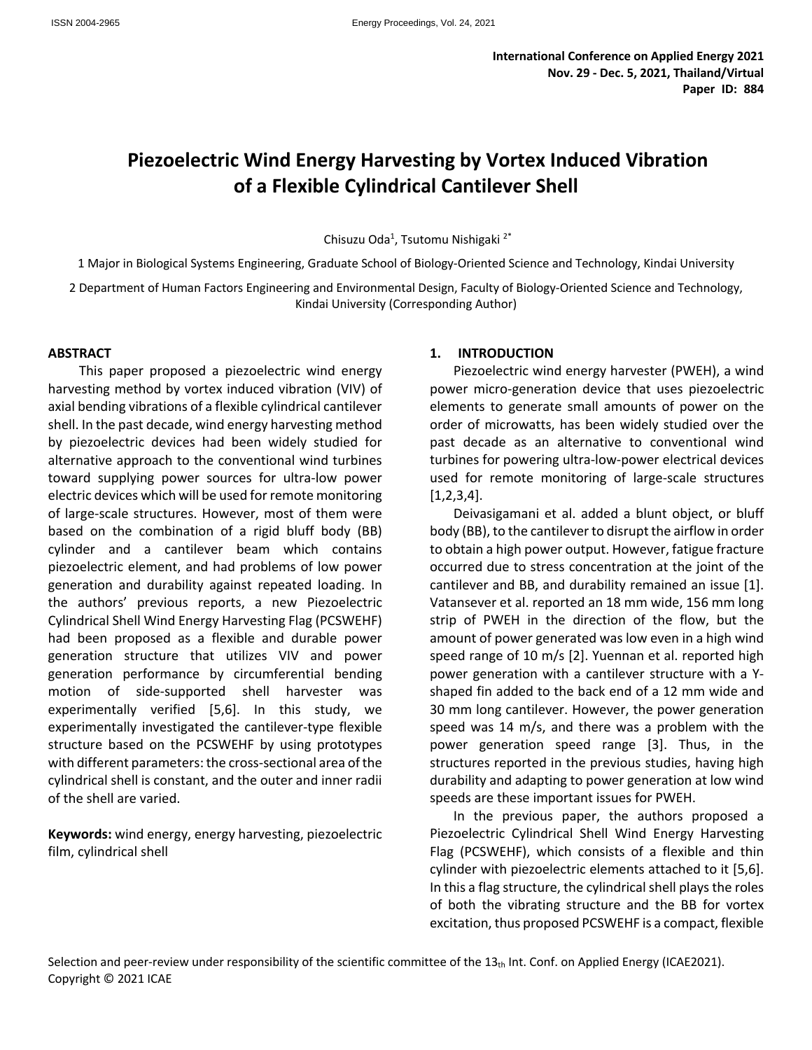International Conference on Applied Energy 2021
Nov. 29 - Dec. 5, 2021, Thailand/Virtual
Paper ID: 884

# Piezoelectric Wind Energy Harvesting by Vortex Induced Vibration of a Flexible Cylindrical Cantilever Shell

Chisuzu Oda[1], Tsutomu Nishigaki [2*]

1 Major in Biological Systems Engineering, Graduate School of Biology-Oriented Science and Technology, Kindai University

2 Department of Human Factors Engineering and Environmental Design, Faculty of Biology-Oriented Science and Technology, Kindai University (Corresponding Author)

## ABSTRACT

This paper proposed a piezoelectric wind energy harvesting method by vortex induced vibration (VIV) of axial bending vibrations of a flexible cylindrical cantilever shell. In the past decade, wind energy harvesting method by piezoelectric devices had been widely studied for alternative approach to the conventional wind turbines toward supplying power sources for ultra-low power electric devices which will be used for remote monitoring of large-scale structures. However, most of them were based on the combination of a rigid bluff body (BB) cylinder and a cantilever beam which contains piezoelectric element, and had problems of low power generation and durability against repeated loading. In the authors' previous reports, a new Piezoelectric Cylindrical Shell Wind Energy Harvesting Flag (PCSWEHF) had been proposed as a flexible and durable power generation structure that utilizes VIV and power generation performance by circumferential bending motion of side-supported shell harvester was experimentally verified [5,6]. In this study, we experimentally investigated the cantilever-type flexible structure based on the PCSWEHF by using prototypes with different parameters: the cross-sectional area of the cylindrical shell is constant, and the outer and inner radii of the shell are varied.

**Keywords:** wind energy, energy harvesting, piezoelectric film, cylindrical shell

## 1. INTRODUCTION

Piezoelectric wind energy harvester (PWEH), a wind power micro-generation device that uses piezoelectric elements to generate small amounts of power on the order of microwatts, has been widely studied over the past decade as an alternative to conventional wind turbines for powering ultra-low-power electrical devices used for remote monitoring of large-scale structures [1,2,3,4].

Deivasigamani et al. added a blunt object, or bluff body (BB), to the cantilever to disrupt the airflow in order to obtain a high power output. However, fatigue fracture occurred due to stress concentration at the joint of the cantilever and BB, and durability remained an issue [1]. Vatansever et al. reported an 18 mm wide, 156 mm long strip of PWEH in the direction of the flow, but the amount of power generated was low even in a high wind speed range of 10 m/s [2]. Yuennan et al. reported high power generation with a cantilever structure with a Y-shaped fin added to the back end of a 12 mm wide and 30 mm long cantilever. However, the power generation speed was 14 m/s, and there was a problem with the power generation speed range [3]. Thus, in the structures reported in the previous studies, having high durability and adapting to power generation at low wind speeds are these important issues for PWEH.

In the previous paper, the authors proposed a Piezoelectric Cylindrical Shell Wind Energy Harvesting Flag (PCSWEHF), which consists of a flexible and thin cylinder with piezoelectric elements attached to it [5,6]. In this a flag structure, the cylindrical shell plays the roles of both the vibrating structure and the BB for vortex excitation, thus proposed PCSWEHF is a compact, flexible

Selection and peer-review under responsibility of the scientific committee of the 13th Int. Conf. on Applied Energy (ICAE2021).
Copyright © 2021 ICAE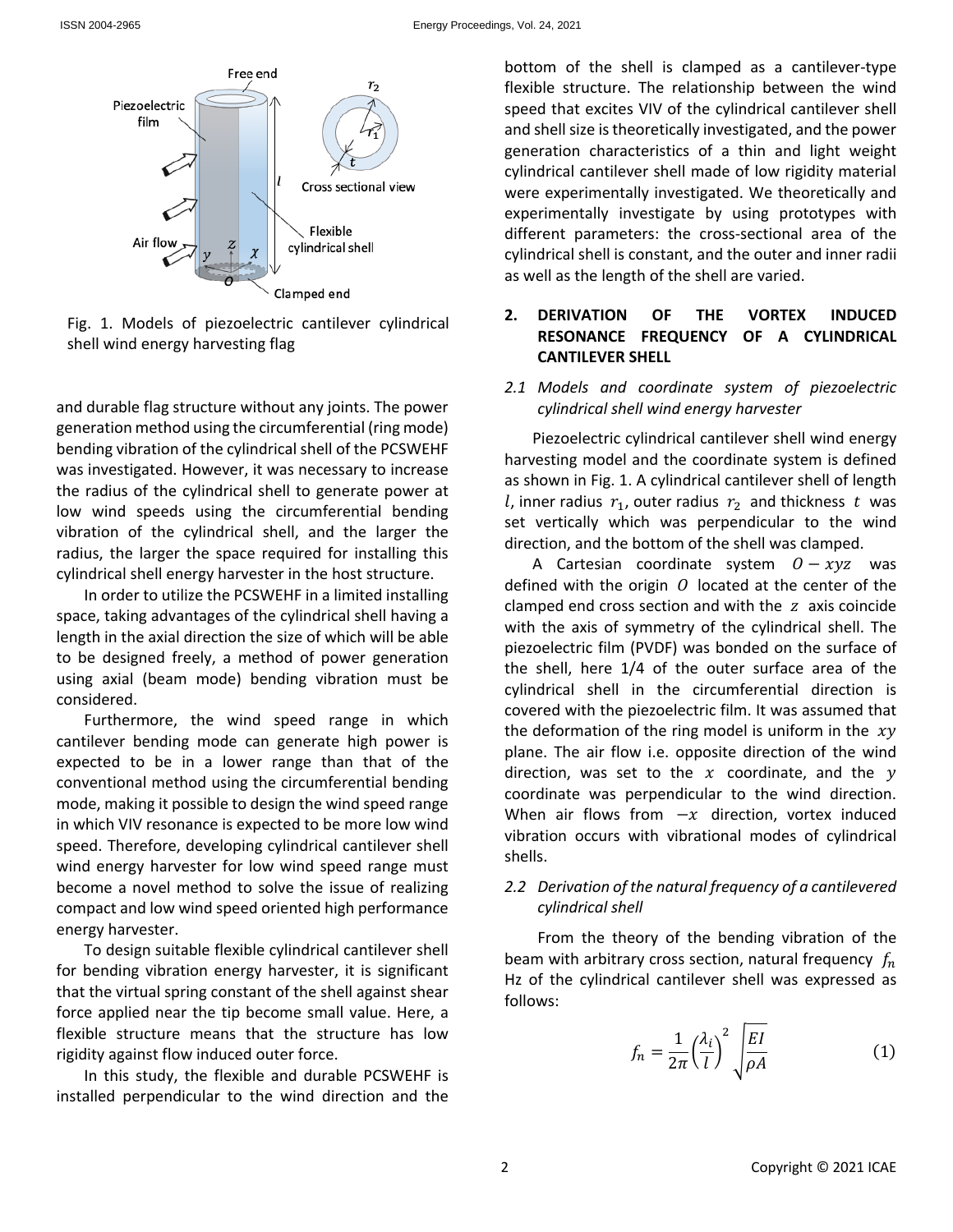Fig. 1. Models of piezoelectric cantilever cylindrical shell wind energy harvesting flag

and durable flag structure without any joints. The power generation method using the circumferential (ring mode) bending vibration of the cylindrical shell of the PCSWEHF was investigated. However, it was necessary to increase the radius of the cylindrical shell to generate power at low wind speeds using the circumferential bending vibration of the cylindrical shell, and the larger the radius, the larger the space required for installing this cylindrical shell energy harvester in the host structure.

In order to utilize the PCSWEHF in a limited installing space, taking advantages of the cylindrical shell having a length in the axial direction the size of which will be able to be designed freely, a method of power generation using axial (beam mode) bending vibration must be considered.

Furthermore, the wind speed range in which cantilever bending mode can generate high power is expected to be in a lower range than that of the conventional method using the circumferential bending mode, making it possible to design the wind speed range in which VIV resonance is expected to be more low wind speed. Therefore, developing cylindrical cantilever shell wind energy harvester for low wind speed range must become a novel method to solve the issue of realizing compact and low wind speed oriented high performance energy harvester.

To design suitable flexible cylindrical cantilever shell for bending vibration energy harvester, it is significant that the virtual spring constant of the shell against shear force applied near the tip become small value. Here, a flexible structure means that the structure has low rigidity against flow induced outer force.

In this study, the flexible and durable PCSWEHF is installed perpendicular to the wind direction and the bottom of the shell is clamped as a cantilever-type flexible structure. The relationship between the wind speed that excites VIV of the cylindrical cantilever shell and shell size is theoretically investigated, and the power generation characteristics of a thin and light weight cylindrical cantilever shell made of low rigidity material were experimentally investigated. We theoretically and experimentally investigate by using prototypes with different parameters: the cross-sectional area of the cylindrical shell is constant, and the outer and inner radii as well as the length of the shell are varied.

## 2. DERIVATION OF THE VORTEX INDUCED RESONANCE FREQUENCY OF A CYLINDRICAL CANTILEVER SHELL

### *2.1 Models and coordinate system of piezoelectric cylindrical shell wind energy harvester*

Piezoelectric cylindrical cantilever shell wind energy harvesting model and the coordinate system is defined as shown in Fig. 1. A cylindrical cantilever shell of length $l$, inner radius $r_1$, outer radius $r_2$ and thickness $t$ was set vertically which was perpendicular to the wind direction, and the bottom of the shell was clamped.

A Cartesian coordinate system $O-xyz$ was defined with the origin $O$ located at the center of the clamped end cross section and with the $z$ axis coincide with the axis of symmetry of the cylindrical shell. The piezoelectric film (PVDF) was bonded on the surface of the shell, here 1/4 of the outer surface area of the cylindrical shell in the circumferential direction is covered with the piezoelectric film. It was assumed that the deformation of the ring model is uniform in the $xy$ plane. The air flow i.e. opposite direction of the wind direction, was set to the $x$ coordinate, and the $y$ coordinate was perpendicular to the wind direction. When air flows from $-x$ direction, vortex induced vibration occurs with vibrational modes of cylindrical shells.

### *2.2 Derivation of the natural frequency of a cantilevered cylindrical shell*

From the theory of the bending vibration of the beam with arbitrary cross section, natural frequency $f_n$ Hz of the cylindrical cantilever shell was expressed as follows:

$$f_n = \frac{1}{2\pi}\left(\frac{\lambda_i}{l}\right)^2\sqrt{\frac{EI}{\rho A}} \tag{1}$$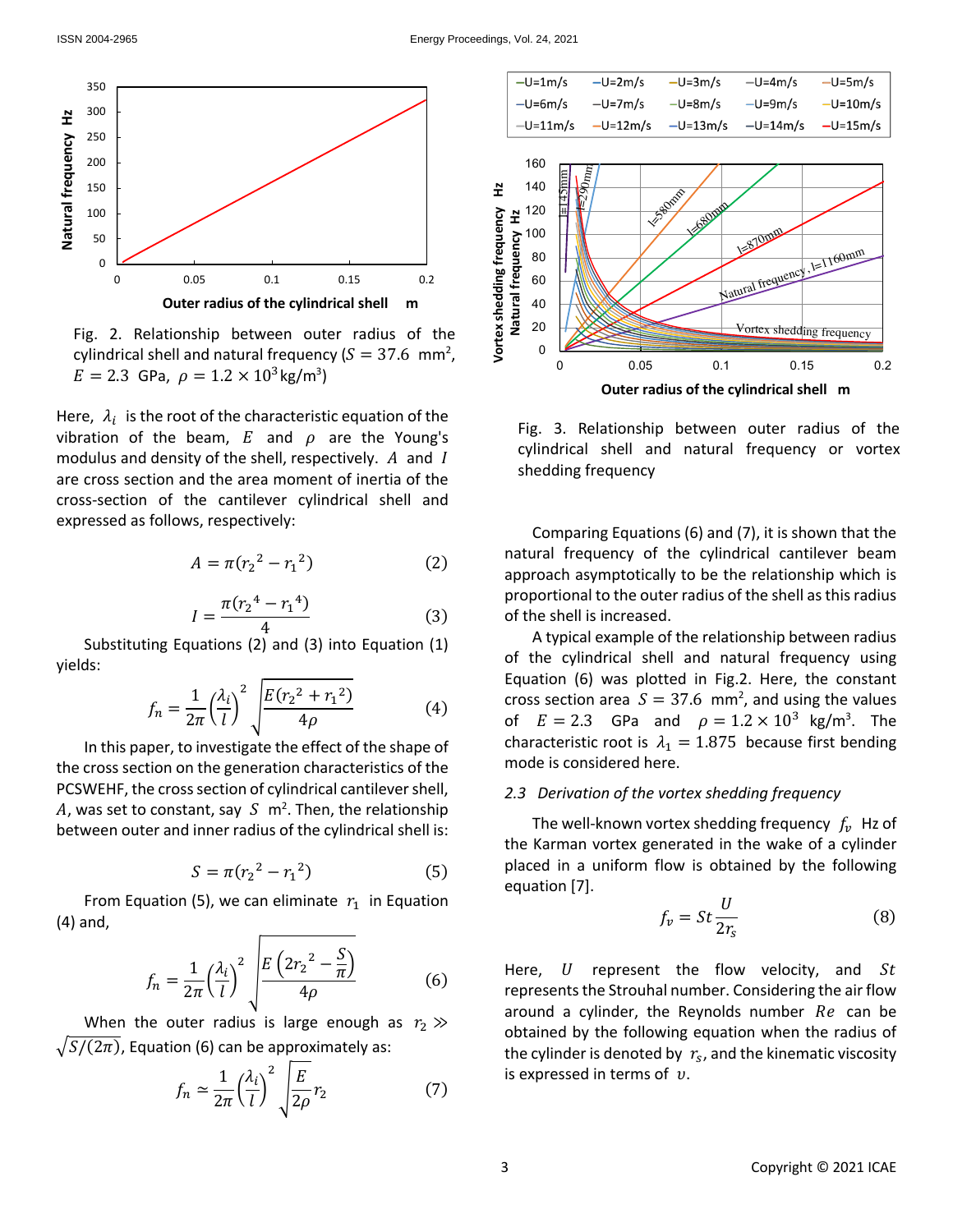Fig. 2. Relationship between outer radius of the cylindrical shell and natural frequency ($S = 37.6$ mm$^2$, $E = 2.3$ GPa, $\rho = 1.2 \times 10^3$ kg/m$^3$)

Here, $\lambda_i$ is the root of the characteristic equation of the vibration of the beam, $E$ and $\rho$ are the Young's modulus and density of the shell, respectively. $A$ and $I$ are cross section and the area moment of inertia of the cross-section of the cantilever cylindrical shell and expressed as follows, respectively:

$$A = \pi(r_2{}^2 - r_1{}^2) \tag{2}$$

$$I = \frac{\pi(r_2{}^4 - r_1{}^4)}{4} \tag{3}$$

Substituting Equations (2) and (3) into Equation (1) yields:

$$f_n = \frac{1}{2\pi}\left(\frac{\lambda_i}{l}\right)^2 \sqrt{\frac{E(r_2{}^2 + r_1{}^2)}{4\rho}} \tag{4}$$

In this paper, to investigate the effect of the shape of the cross section on the generation characteristics of the PCSWEHF, the cross section of cylindrical cantilever shell, $A$, was set to constant, say $S$ m$^2$. Then, the relationship between outer and inner radius of the cylindrical shell is:

$$S = \pi(r_2{}^2 - r_1{}^2) \tag{5}$$

From Equation (5), we can eliminate $r_1$ in Equation (4) and,

$$f_n = \frac{1}{2\pi}\left(\frac{\lambda_i}{l}\right)^2 \sqrt{\frac{E\left(2r_2{}^2 - \frac{S}{\pi}\right)}{4\rho}} \tag{6}$$

When the outer radius is large enough as $r_2 \gg \sqrt{S/(2\pi)}$, Equation (6) can be approximately as:

$$f_n \simeq \frac{1}{2\pi}\left(\frac{\lambda_i}{l}\right)^2 \sqrt{\frac{E}{2\rho}}\, r_2 \tag{7}$$

Fig. 3. Relationship between outer radius of the cylindrical shell and natural frequency or vortex shedding frequency

Comparing Equations (6) and (7), it is shown that the natural frequency of the cylindrical cantilever beam approach asymptotically to be the relationship which is proportional to the outer radius of the shell as this radius of the shell is increased.

A typical example of the relationship between radius of the cylindrical shell and natural frequency using Equation (6) was plotted in Fig.2. Here, the constant cross section area $S = 37.6$ mm$^2$, and using the values of $E = 2.3$ GPa and $\rho = 1.2 \times 10^3$ kg/m$^3$. The characteristic root is $\lambda_1 = 1.875$ because first bending mode is considered here.

### *2.3 Derivation of the vortex shedding frequency*

The well-known vortex shedding frequency $f_v$ Hz of the Karman vortex generated in the wake of a cylinder placed in a uniform flow is obtained by the following equation [7].

$$f_v = St\frac{U}{2r_s} \tag{8}$$

Here, $U$ represent the flow velocity, and $St$ represents the Strouhal number. Considering the air flow around a cylinder, the Reynolds number $Re$ can be obtained by the following equation when the radius of the cylinder is denoted by $r_s$, and the kinematic viscosity is expressed in terms of $\upsilon$.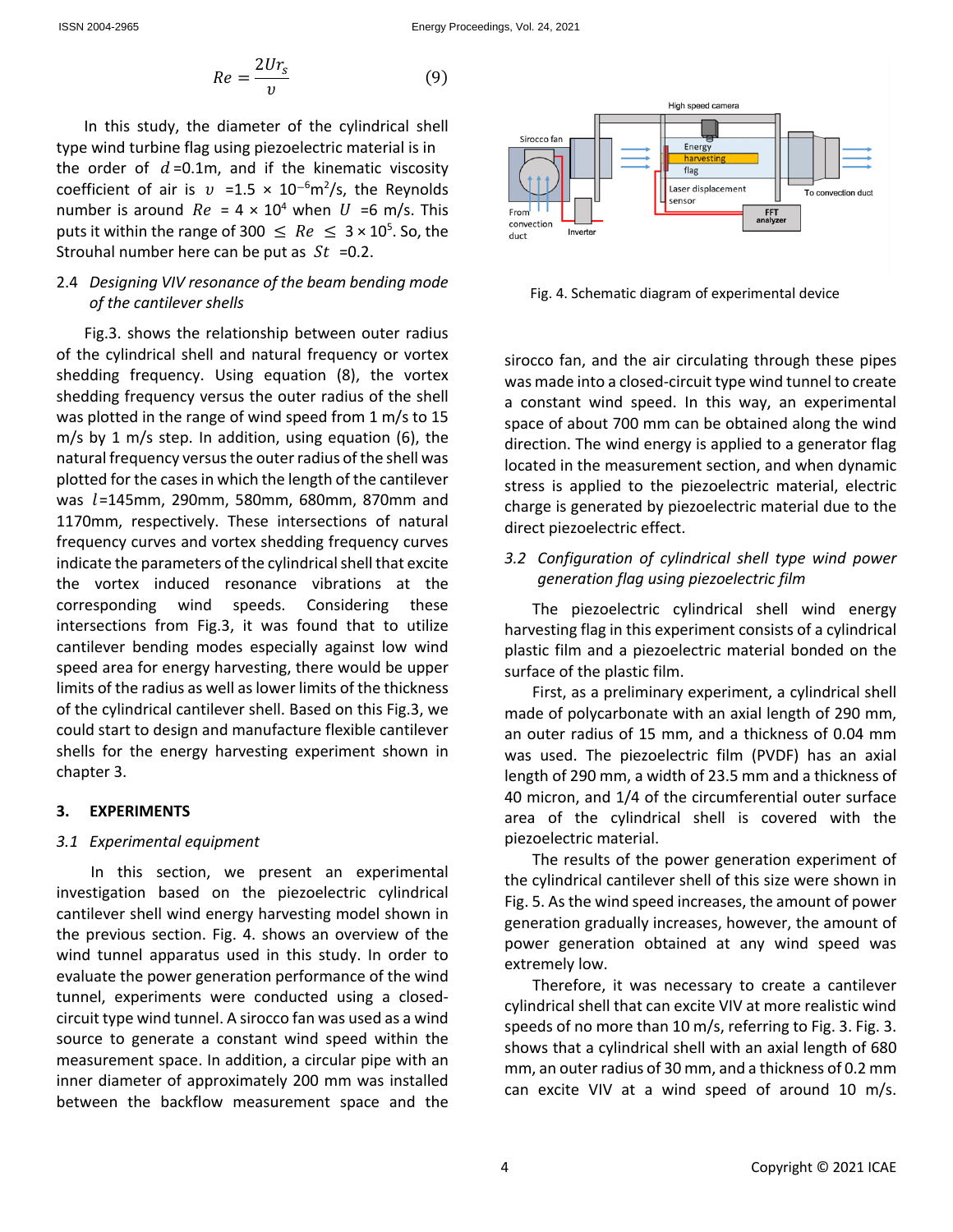$$Re = \frac{2Ur_s}{\upsilon} \tag{9}$$

In this study, the diameter of the cylindrical shell type wind turbine flag using piezoelectric material is in the order of $d$ =0.1m, and if the kinematic viscosity coefficient of air is $\upsilon$ =1.5 × $10^{-6}$m$^2$/s, the Reynolds number is around $Re$ = 4 × $10^4$ when $U$ =6 m/s. This puts it within the range of 300 ≤ $Re$ ≤ 3 × $10^5$. So, the Strouhal number here can be put as $St$ =0.2.

### 2.4 *Designing VIV resonance of the beam bending mode of the cantilever shells*

Fig.3. shows the relationship between outer radius of the cylindrical shell and natural frequency or vortex shedding frequency. Using equation (8), the vortex shedding frequency versus the outer radius of the shell was plotted in the range of wind speed from 1 m/s to 15 m/s by 1 m/s step. In addition, using equation (6), the natural frequency versus the outer radius of the shell was plotted for the cases in which the length of the cantilever was $l$=145mm, 290mm, 580mm, 680mm, 870mm and 1170mm, respectively. These intersections of natural frequency curves and vortex shedding frequency curves indicate the parameters of the cylindrical shell that excite the vortex induced resonance vibrations at the corresponding wind speeds. Considering these intersections from Fig.3, it was found that to utilize cantilever bending modes especially against low wind speed area for energy harvesting, there would be upper limits of the radius as well as lower limits of the thickness of the cylindrical cantilever shell. Based on this Fig.3, we could start to design and manufacture flexible cantilever shells for the energy harvesting experiment shown in chapter 3.

## 3. EXPERIMENTS

### 3.1 *Experimental equipment*

In this section, we present an experimental investigation based on the piezoelectric cylindrical cantilever shell wind energy harvesting model shown in the previous section. Fig. 4. shows an overview of the wind tunnel apparatus used in this study. In order to evaluate the power generation performance of the wind tunnel, experiments were conducted using a closed-circuit type wind tunnel. A sirocco fan was used as a wind source to generate a constant wind speed within the measurement space. In addition, a circular pipe with an inner diameter of approximately 200 mm was installed between the backflow measurement space and the sirocco fan, and the air circulating through these pipes was made into a closed-circuit type wind tunnel to create a constant wind speed. In this way, an experimental space of about 700 mm can be obtained along the wind direction. The wind energy is applied to a generator flag located in the measurement section, and when dynamic stress is applied to the piezoelectric material, electric charge is generated by piezoelectric material due to the direct piezoelectric effect.

Fig. 4. Schematic diagram of experimental device

### 3.2 *Configuration of cylindrical shell type wind power generation flag using piezoelectric film*

The piezoelectric cylindrical shell wind energy harvesting flag in this experiment consists of a cylindrical plastic film and a piezoelectric material bonded on the surface of the plastic film.

First, as a preliminary experiment, a cylindrical shell made of polycarbonate with an axial length of 290 mm, an outer radius of 15 mm, and a thickness of 0.04 mm was used. The piezoelectric film (PVDF) has an axial length of 290 mm, a width of 23.5 mm and a thickness of 40 micron, and 1/4 of the circumferential outer surface area of the cylindrical shell is covered with the piezoelectric material.

The results of the power generation experiment of the cylindrical cantilever shell of this size were shown in Fig. 5. As the wind speed increases, the amount of power generation gradually increases, however, the amount of power generation obtained at any wind speed was extremely low.

Therefore, it was necessary to create a cantilever cylindrical shell that can excite VIV at more realistic wind speeds of no more than 10 m/s, referring to Fig. 3. Fig. 3. shows that a cylindrical shell with an axial length of 680 mm, an outer radius of 30 mm, and a thickness of 0.2 mm can excite VIV at a wind speed of around 10 m/s.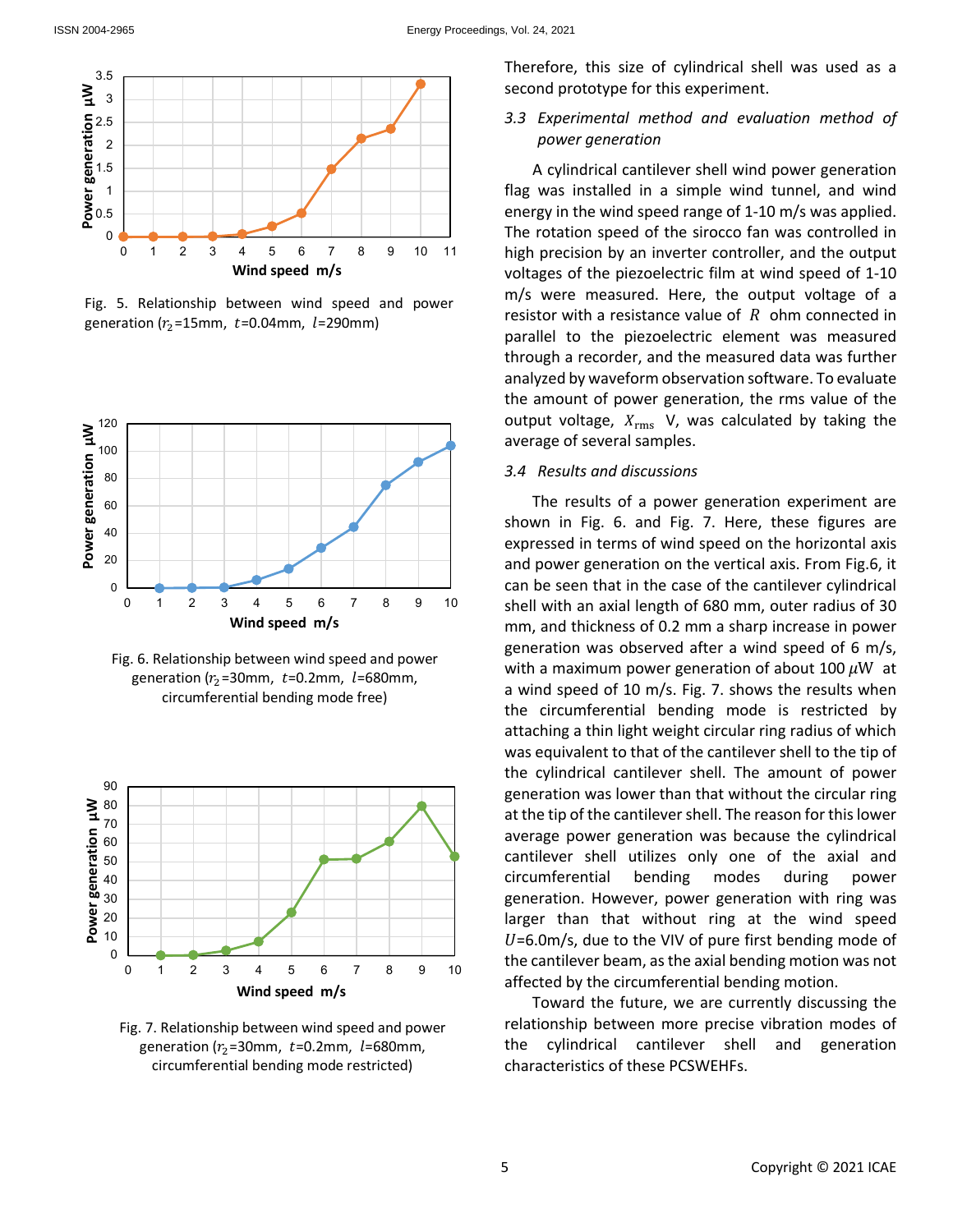Fig. 5. Relationship between wind speed and power generation ($r_2$=15mm, $t$=0.04mm, $l$=290mm)

Fig. 6. Relationship between wind speed and power generation ($r_2$=30mm, $t$=0.2mm, $l$=680mm, circumferential bending mode free)

Fig. 7. Relationship between wind speed and power generation ($r_2$=30mm, $t$=0.2mm, $l$=680mm, circumferential bending mode restricted)

Therefore, this size of cylindrical shell was used as a second prototype for this experiment.

### *3.3 Experimental method and evaluation method of power generation*

A cylindrical cantilever shell wind power generation flag was installed in a simple wind tunnel, and wind energy in the wind speed range of 1-10 m/s was applied. The rotation speed of the sirocco fan was controlled in high precision by an inverter controller, and the output voltages of the piezoelectric film at wind speed of 1-10 m/s were measured. Here, the output voltage of a resistor with a resistance value of $R$ ohm connected in parallel to the piezoelectric element was measured through a recorder, and the measured data was further analyzed by waveform observation software. To evaluate the amount of power generation, the rms value of the output voltage, $X_{\mathrm{rms}}$ V, was calculated by taking the average of several samples.

### *3.4 Results and discussions*

The results of a power generation experiment are shown in Fig. 6. and Fig. 7. Here, these figures are expressed in terms of wind speed on the horizontal axis and power generation on the vertical axis. From Fig.6, it can be seen that in the case of the cantilever cylindrical shell with an axial length of 680 mm, outer radius of 30 mm, and thickness of 0.2 mm a sharp increase in power generation was observed after a wind speed of 6 m/s, with a maximum power generation of about 100 $\mu$W at a wind speed of 10 m/s. Fig. 7. shows the results when the circumferential bending mode is restricted by attaching a thin light weight circular ring radius of which was equivalent to that of the cantilever shell to the tip of the cylindrical cantilever shell. The amount of power generation was lower than that without the circular ring at the tip of the cantilever shell. The reason for this lower average power generation was because the cylindrical cantilever shell utilizes only one of the axial and circumferential bending modes during power generation. However, power generation with ring was larger than that without ring at the wind speed $U$=6.0m/s, due to the VIV of pure first bending mode of the cantilever beam, as the axial bending motion was not affected by the circumferential bending motion.

Toward the future, we are currently discussing the relationship between more precise vibration modes of the cylindrical cantilever shell and generation characteristics of these PCSWEHFs.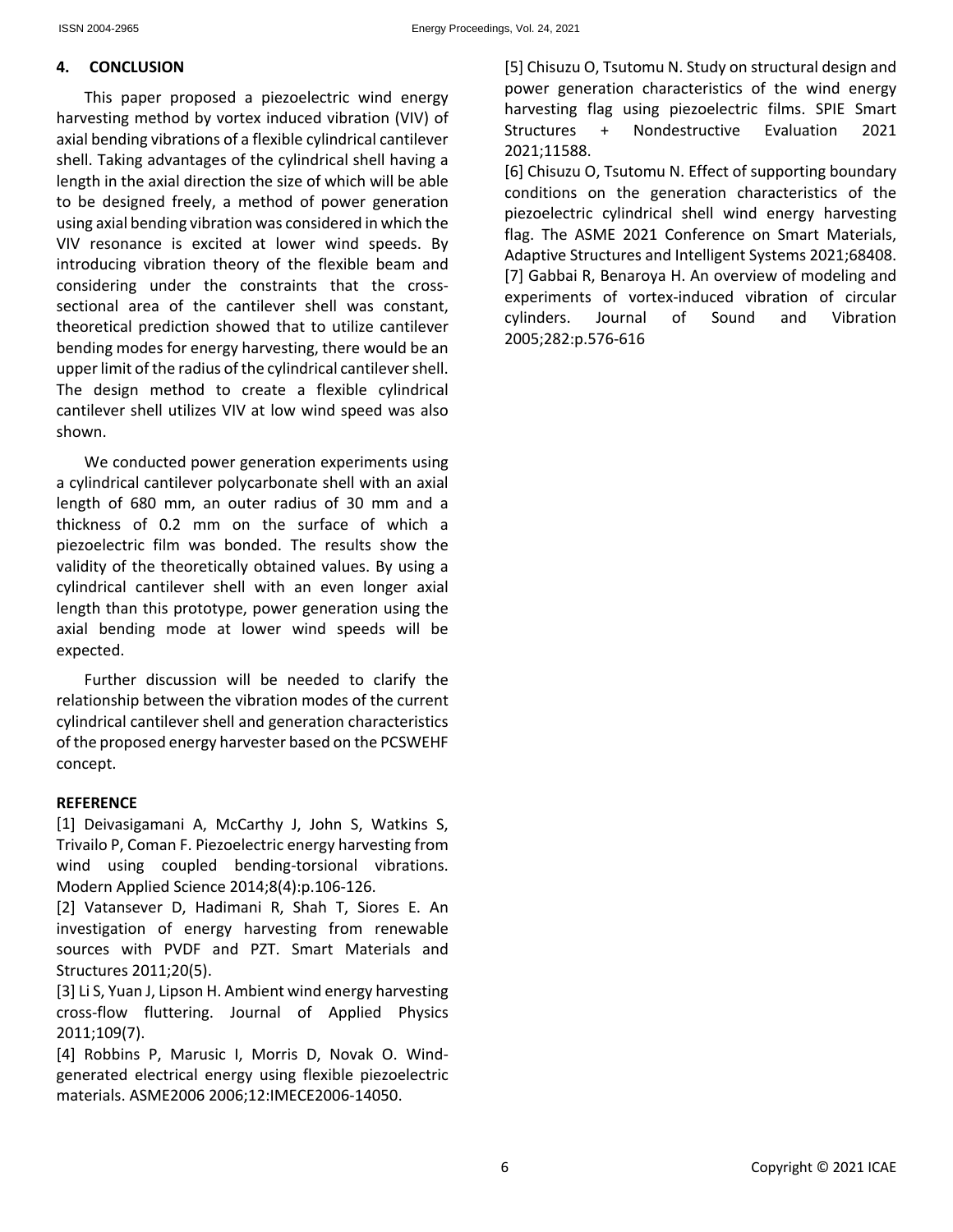## 4. CONCLUSION

This paper proposed a piezoelectric wind energy harvesting method by vortex induced vibration (VIV) of axial bending vibrations of a flexible cylindrical cantilever shell. Taking advantages of the cylindrical shell having a length in the axial direction the size of which will be able to be designed freely, a method of power generation using axial bending vibration was considered in which the VIV resonance is excited at lower wind speeds. By introducing vibration theory of the flexible beam and considering under the constraints that the cross-sectional area of the cantilever shell was constant, theoretical prediction showed that to utilize cantilever bending modes for energy harvesting, there would be an upper limit of the radius of the cylindrical cantilever shell. The design method to create a flexible cylindrical cantilever shell utilizes VIV at low wind speed was also shown.

We conducted power generation experiments using a cylindrical cantilever polycarbonate shell with an axial length of 680 mm, an outer radius of 30 mm and a thickness of 0.2 mm on the surface of which a piezoelectric film was bonded. The results show the validity of the theoretically obtained values. By using a cylindrical cantilever shell with an even longer axial length than this prototype, power generation using the axial bending mode at lower wind speeds will be expected.

Further discussion will be needed to clarify the relationship between the vibration modes of the current cylindrical cantilever shell and generation characteristics of the proposed energy harvester based on the PCSWEHF concept.

## REFERENCE

[1] Deivasigamani A, McCarthy J, John S, Watkins S, Trivailo P, Coman F. Piezoelectric energy harvesting from wind using coupled bending-torsional vibrations. Modern Applied Science 2014;8(4):p.106-126.

[2] Vatansever D, Hadimani R, Shah T, Siores E. An investigation of energy harvesting from renewable sources with PVDF and PZT. Smart Materials and Structures 2011;20(5).

[3] Li S, Yuan J, Lipson H. Ambient wind energy harvesting cross-flow fluttering. Journal of Applied Physics 2011;109(7).

[4] Robbins P, Marusic I, Morris D, Novak O. Wind-generated electrical energy using flexible piezoelectric materials. ASME2006 2006;12:IMECE2006-14050.

[5] Chisuzu O, Tsutomu N. Study on structural design and power generation characteristics of the wind energy harvesting flag using piezoelectric films. SPIE Smart Structures + Nondestructive Evaluation 2021 2021;11588.

[6] Chisuzu O, Tsutomu N. Effect of supporting boundary conditions on the generation characteristics of the piezoelectric cylindrical shell wind energy harvesting flag. The ASME 2021 Conference on Smart Materials, Adaptive Structures and Intelligent Systems 2021;68408.

[7] Gabbai R, Benaroya H. An overview of modeling and experiments of vortex-induced vibration of circular cylinders. Journal of Sound and Vibration 2005;282:p.576-616